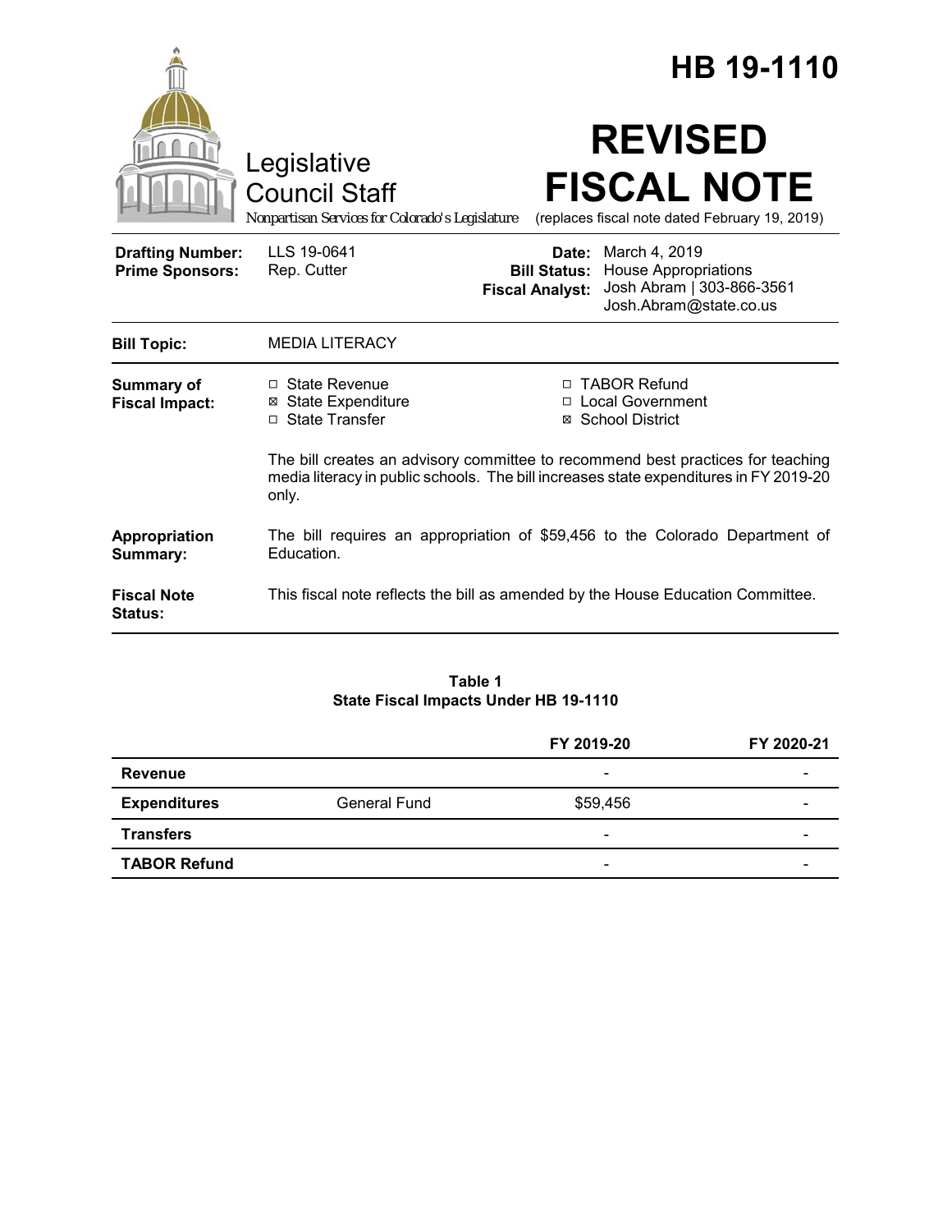# HB 19-1110

Legislative Council Staff

*Nonpartisan Services for Colorado's Legislature*

# REVISED FISCAL NOTE

(replaces fiscal note dated February 19, 2019)

| | | | |
|---|---|---|---|
| **Drafting Number:** | LLS 19-0641 | **Date:** | March 4, 2019 |
| **Prime Sponsors:** | Rep. Cutter | **Bill Status:** | House Appropriations |
| | | **Fiscal Analyst:** | Josh Abram \| 303-866-3561 Josh.Abram@state.co.us |

| | |
|---|---|
| **Bill Topic:** | MEDIA LITERACY |
| **Summary of Fiscal Impact:** | ☐ State Revenue ☒ State Expenditure ☐ State Transfer ☐ TABOR Refund ☐ Local Government ☒ School District<br><br>The bill creates an advisory committee to recommend best practices for teaching media literacy in public schools. The bill increases state expenditures in FY 2019-20 only. |
| **Appropriation Summary:** | The bill requires an appropriation of $59,456 to the Colorado Department of Education. |
| **Fiscal Note Status:** | This fiscal note reflects the bill as amended by the House Education Committee. |

**Table 1**
**State Fiscal Impacts Under HB 19-1110**

| | | FY 2019-20 | FY 2020-21 |
|---|---|---|---|
| **Revenue** | | - | - |
| **Expenditures** | General Fund | $59,456 | - |
| **Transfers** | | - | - |
| **TABOR Refund** | | - | - |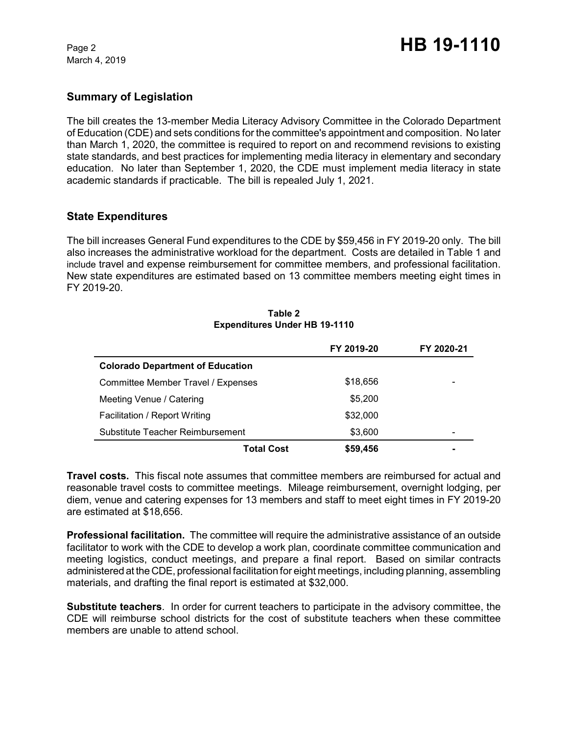## Summary of Legislation

The bill creates the 13-member Media Literacy Advisory Committee in the Colorado Department of Education (CDE) and sets conditions for the committee's appointment and composition. No later than March 1, 2020, the committee is required to report on and recommend revisions to existing state standards, and best practices for implementing media literacy in elementary and secondary education. No later than September 1, 2020, the CDE must implement media literacy in state academic standards if practicable. The bill is repealed July 1, 2021.

## State Expenditures

The bill increases General Fund expenditures to the CDE by $59,456 in FY 2019-20 only. The bill also increases the administrative workload for the department. Costs are detailed in Table 1 and include travel and expense reimbursement for committee members, and professional facilitation. New state expenditures are estimated based on 13 committee members meeting eight times in FY 2019-20.

**Table 2**
**Expenditures Under HB 19-1110**

| | FY 2019-20 | FY 2020-21 |
|---|---|---|
| **Colorado Department of Education** | | |
| Committee Member Travel / Expenses | $18,656 | - |
| Meeting Venue / Catering | $5,200 | |
| Facilitation / Report Writing | $32,000 | |
| Substitute Teacher Reimbursement | $3,600 | - |
| **Total Cost** | **$59,456** | **-** |

**Travel costs.** This fiscal note assumes that committee members are reimbursed for actual and reasonable travel costs to committee meetings. Mileage reimbursement, overnight lodging, per diem, venue and catering expenses for 13 members and staff to meet eight times in FY 2019-20 are estimated at $18,656.

**Professional facilitation.** The committee will require the administrative assistance of an outside facilitator to work with the CDE to develop a work plan, coordinate committee communication and meeting logistics, conduct meetings, and prepare a final report. Based on similar contracts administered at the CDE, professional facilitation for eight meetings, including planning, assembling materials, and drafting the final report is estimated at $32,000.

**Substitute teachers**. In order for current teachers to participate in the advisory committee, the CDE will reimburse school districts for the cost of substitute teachers when these committee members are unable to attend school.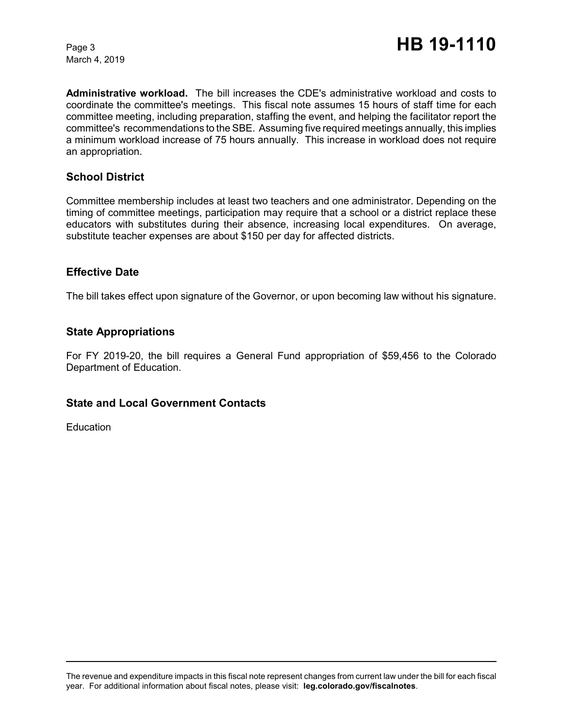**Administrative workload.** The bill increases the CDE's administrative workload and costs to coordinate the committee's meetings. This fiscal note assumes 15 hours of staff time for each committee meeting, including preparation, staffing the event, and helping the facilitator report the committee's recommendations to the SBE. Assuming five required meetings annually, this implies a minimum workload increase of 75 hours annually. This increase in workload does not require an appropriation.

## School District

Committee membership includes at least two teachers and one administrator. Depending on the timing of committee meetings, participation may require that a school or a district replace these educators with substitutes during their absence, increasing local expenditures. On average, substitute teacher expenses are about $150 per day for affected districts.

## Effective Date

The bill takes effect upon signature of the Governor, or upon becoming law without his signature.

## State Appropriations

For FY 2019-20, the bill requires a General Fund appropriation of $59,456 to the Colorado Department of Education.

## State and Local Government Contacts

Education

The revenue and expenditure impacts in this fiscal note represent changes from current law under the bill for each fiscal year. For additional information about fiscal notes, please visit: **leg.colorado.gov/fiscalnotes**.